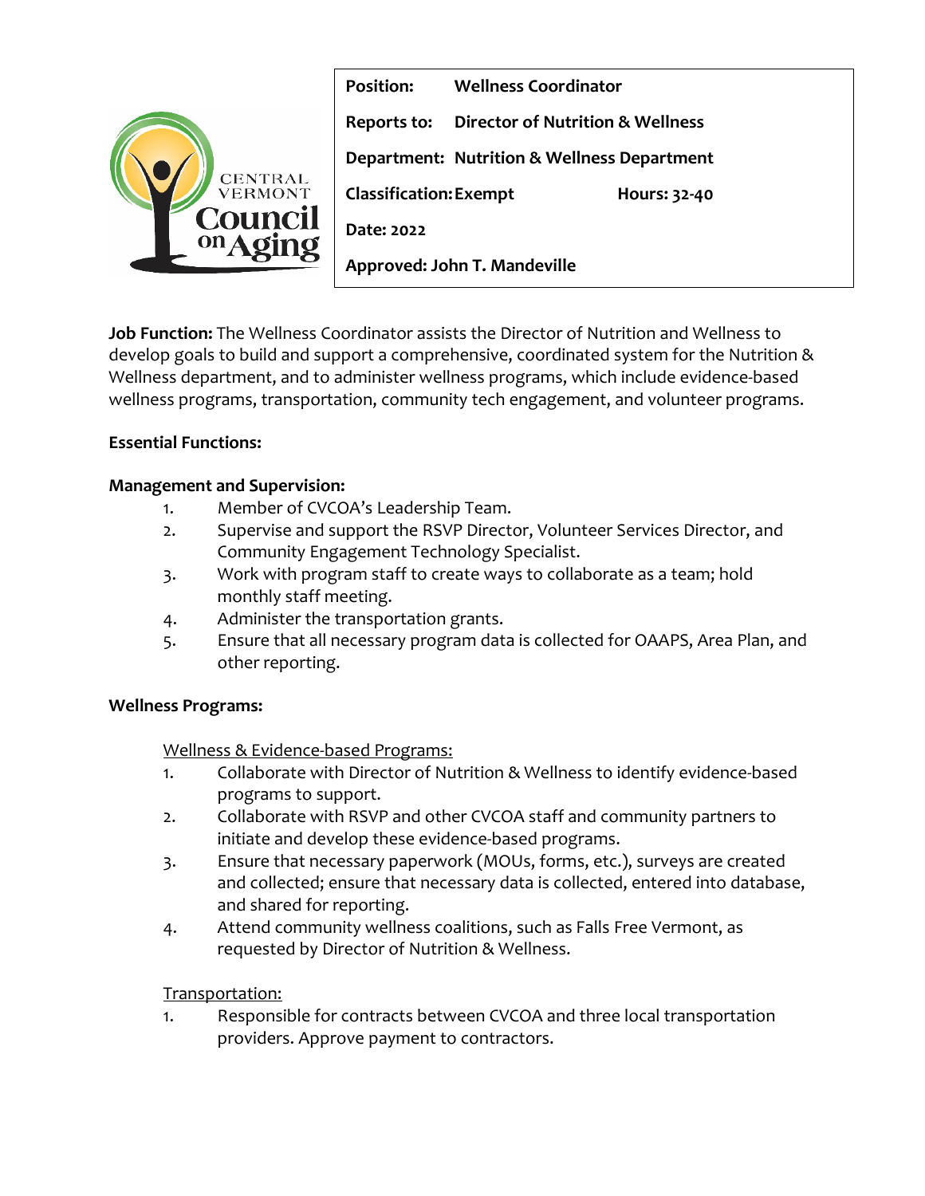| | |
|---|---|
| **Position:** | **Wellness Coordinator** |
| **Reports to:** | **Director of Nutrition & Wellness** |
| **Department:** | **Nutrition & Wellness Department** |
| **Classification:** | **Exempt** **Hours: 32-40** |
| **Date: 2022** | |
| **Approved: John T. Mandeville** | |

**Job Function:** The Wellness Coordinator assists the Director of Nutrition and Wellness to develop goals to build and support a comprehensive, coordinated system for the Nutrition & Wellness department, and to administer wellness programs, which include evidence-based wellness programs, transportation, community tech engagement, and volunteer programs.

**Essential Functions:**

**Management and Supervision:**

1. Member of CVCOA's Leadership Team.
2. Supervise and support the RSVP Director, Volunteer Services Director, and Community Engagement Technology Specialist.
3. Work with program staff to create ways to collaborate as a team; hold monthly staff meeting.
4. Administer the transportation grants.
5. Ensure that all necessary program data is collected for OAAPS, Area Plan, and other reporting.

**Wellness Programs:**

<u>Wellness & Evidence-based Programs:</u>

1. Collaborate with Director of Nutrition & Wellness to identify evidence-based programs to support.
2. Collaborate with RSVP and other CVCOA staff and community partners to initiate and develop these evidence-based programs.
3. Ensure that necessary paperwork (MOUs, forms, etc.), surveys are created and collected; ensure that necessary data is collected, entered into database, and shared for reporting.
4. Attend community wellness coalitions, such as Falls Free Vermont, as requested by Director of Nutrition & Wellness.

<u>Transportation:</u>

1. Responsible for contracts between CVCOA and three local transportation providers. Approve payment to contractors.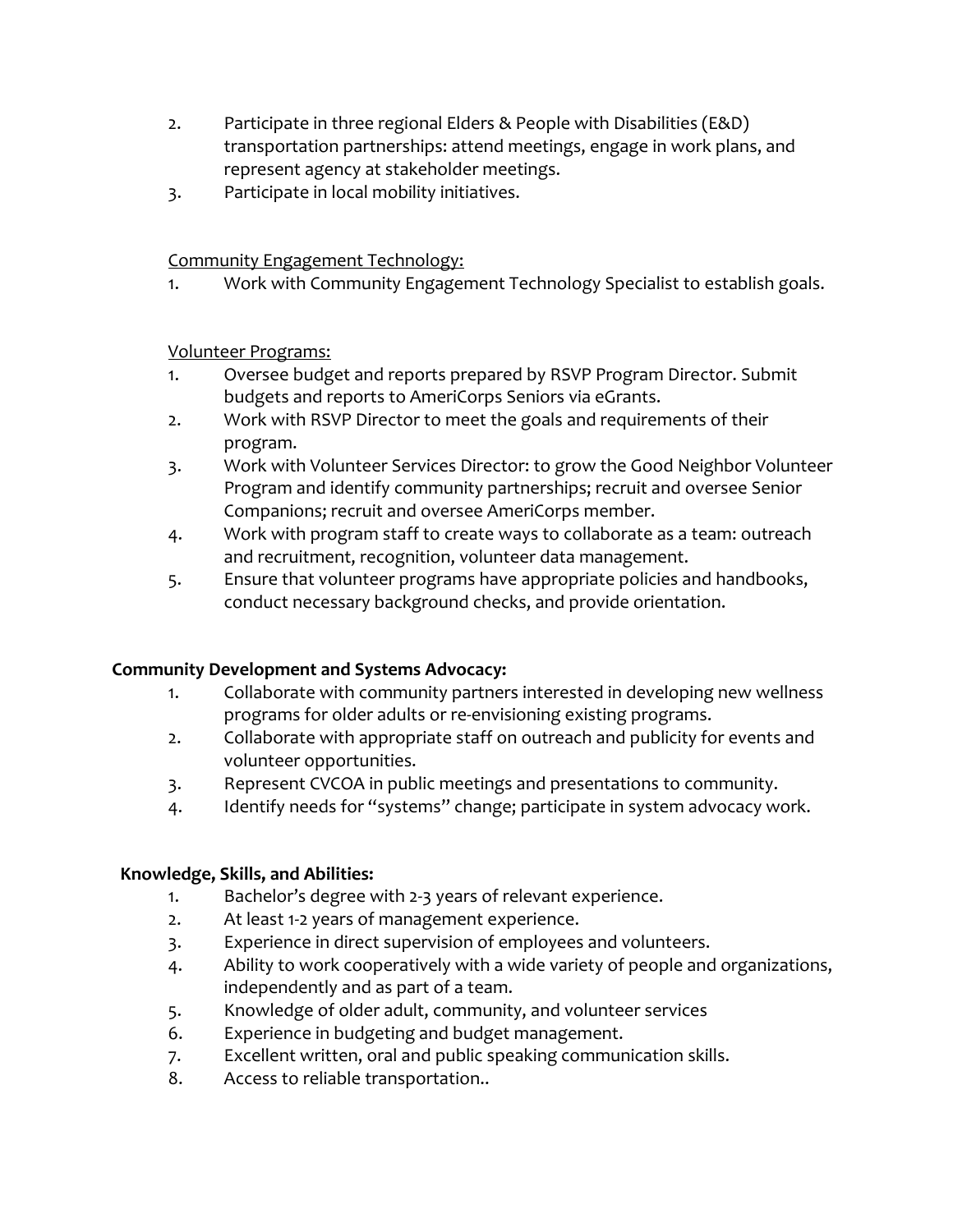2. Participate in three regional Elders & People with Disabilities (E&D) transportation partnerships: attend meetings, engage in work plans, and represent agency at stakeholder meetings.
3. Participate in local mobility initiatives.

<u>Community Engagement Technology:</u>

1. Work with Community Engagement Technology Specialist to establish goals.

<u>Volunteer Programs:</u>

1. Oversee budget and reports prepared by RSVP Program Director. Submit budgets and reports to AmeriCorps Seniors via eGrants.
2. Work with RSVP Director to meet the goals and requirements of their program.
3. Work with Volunteer Services Director: to grow the Good Neighbor Volunteer Program and identify community partnerships; recruit and oversee Senior Companions; recruit and oversee AmeriCorps member.
4. Work with program staff to create ways to collaborate as a team: outreach and recruitment, recognition, volunteer data management.
5. Ensure that volunteer programs have appropriate policies and handbooks, conduct necessary background checks, and provide orientation.

**Community Development and Systems Advocacy:**

1. Collaborate with community partners interested in developing new wellness programs for older adults or re-envisioning existing programs.
2. Collaborate with appropriate staff on outreach and publicity for events and volunteer opportunities.
3. Represent CVCOA in public meetings and presentations to community.
4. Identify needs for "systems" change; participate in system advocacy work.

**Knowledge, Skills, and Abilities:**

1. Bachelor's degree with 2-3 years of relevant experience.
2. At least 1-2 years of management experience.
3. Experience in direct supervision of employees and volunteers.
4. Ability to work cooperatively with a wide variety of people and organizations, independently and as part of a team.
5. Knowledge of older adult, community, and volunteer services
6. Experience in budgeting and budget management.
7. Excellent written, oral and public speaking communication skills.
8. Access to reliable transportation..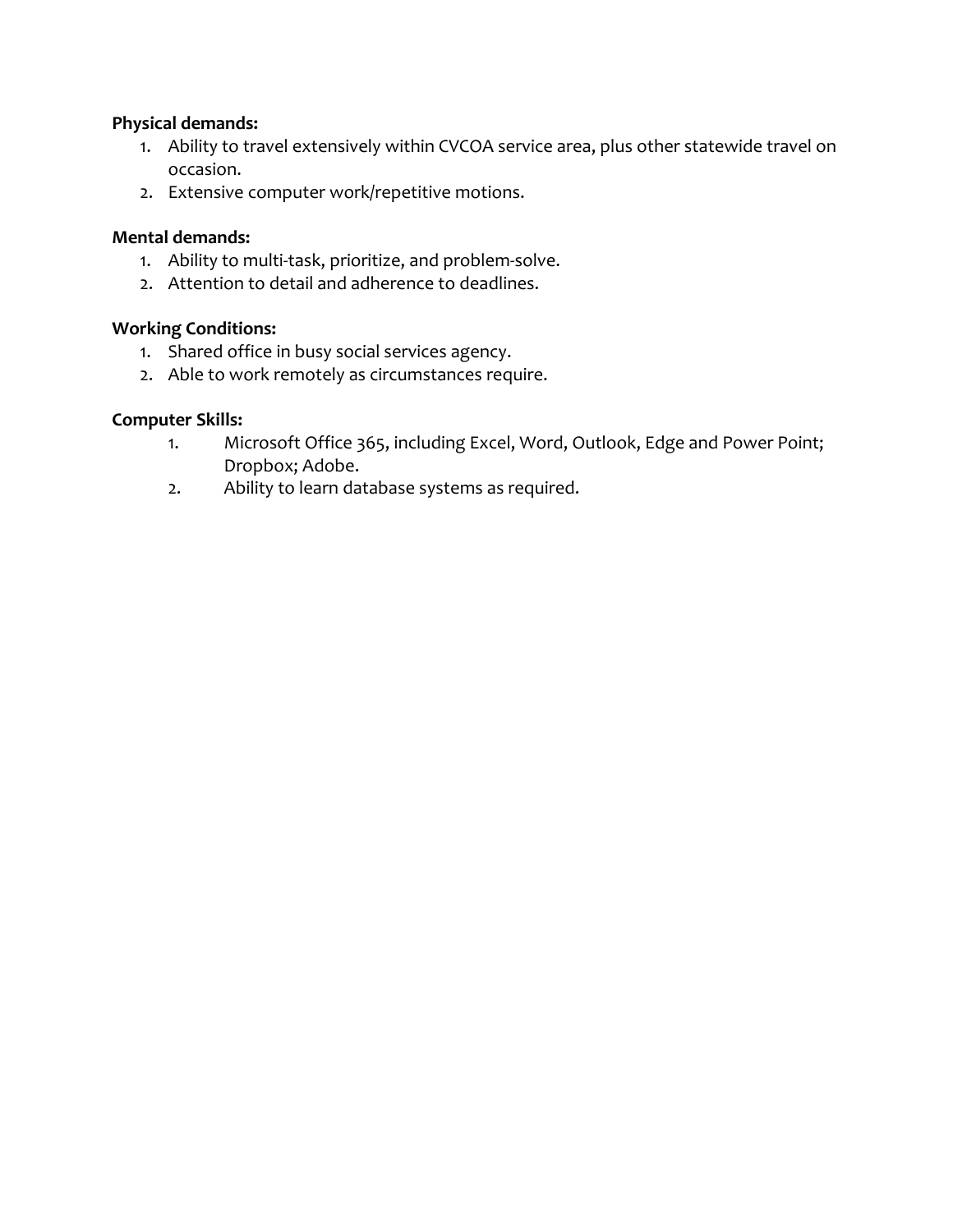**Physical demands:**

1. Ability to travel extensively within CVCOA service area, plus other statewide travel on occasion.
2. Extensive computer work/repetitive motions.

**Mental demands:**

1. Ability to multi-task, prioritize, and problem-solve.
2. Attention to detail and adherence to deadlines.

**Working Conditions:**

1. Shared office in busy social services agency.
2. Able to work remotely as circumstances require.

**Computer Skills:**

1. Microsoft Office 365, including Excel, Word, Outlook, Edge and Power Point; Dropbox; Adobe.
2. Ability to learn database systems as required.